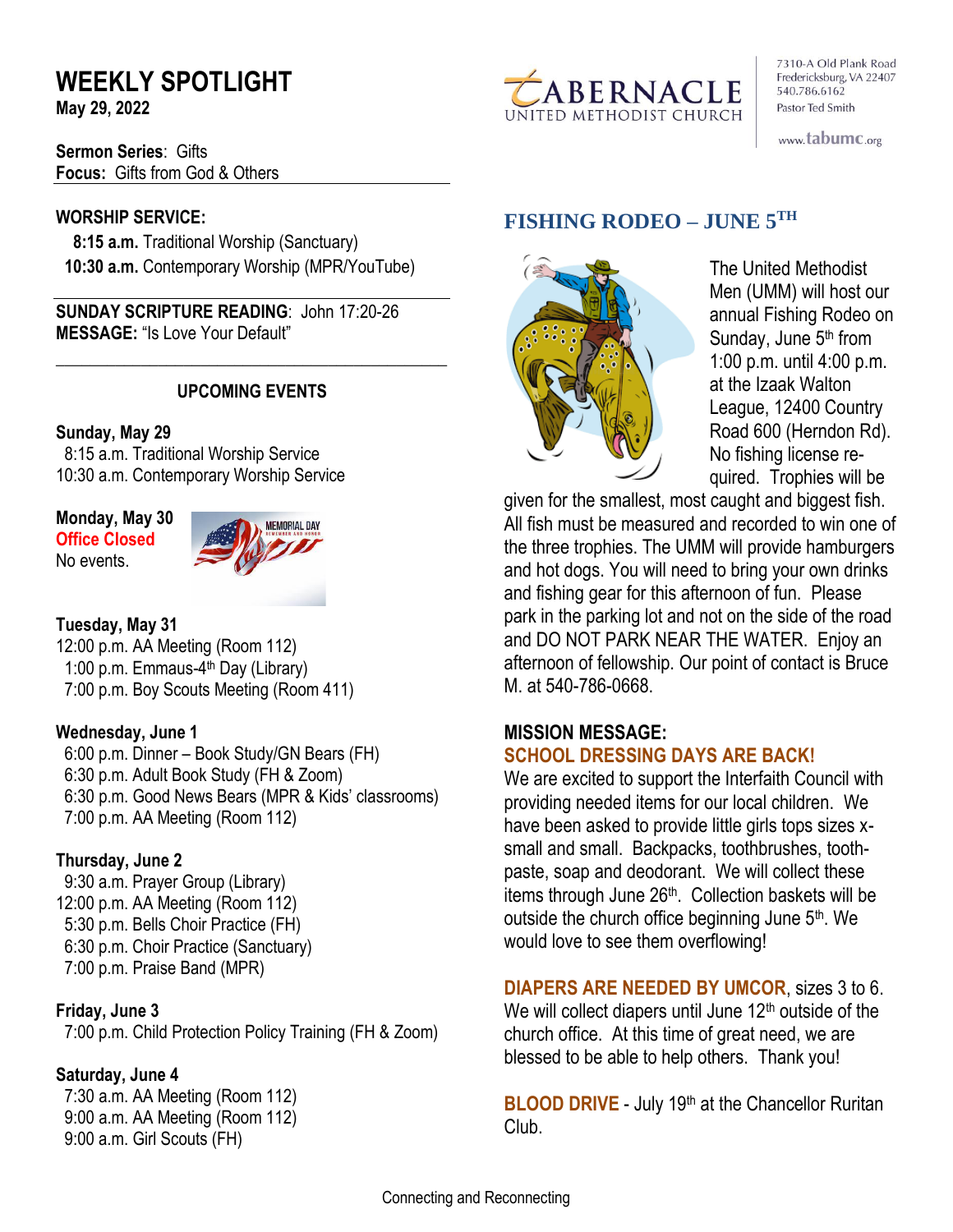# WEEKLY SPOTLIGHT

**May 29, 2022**

**Sermon Series**: Gifts
**Focus:** Gifts from God & Others

**WORSHIP SERVICE:**

**8:15 a.m.** Traditional Worship (Sanctuary)
**10:30 a.m.** Contemporary Worship (MPR/YouTube)

**SUNDAY SCRIPTURE READING**: John 17:20-26
**MESSAGE:** "Is Love Your Default"

## UPCOMING EVENTS

**Sunday, May 29**
8:15 a.m. Traditional Worship Service
10:30 a.m. Contemporary Worship Service

**Monday, May 30**
**Office Closed**
No events.

**Tuesday, May 31**
12:00 p.m. AA Meeting (Room 112)
1:00 p.m. Emmaus-4th Day (Library)
7:00 p.m. Boy Scouts Meeting (Room 411)

**Wednesday, June 1**
6:00 p.m. Dinner – Book Study/GN Bears (FH)
6:30 p.m. Adult Book Study (FH & Zoom)
6:30 p.m. Good News Bears (MPR & Kids' classrooms)
7:00 p.m. AA Meeting (Room 112)

**Thursday, June 2**
9:30 a.m. Prayer Group (Library)
12:00 p.m. AA Meeting (Room 112)
5:30 p.m. Bells Choir Practice (FH)
6:30 p.m. Choir Practice (Sanctuary)
7:00 p.m. Praise Band (MPR)

**Friday, June 3**
7:00 p.m. Child Protection Policy Training (FH & Zoom)

**Saturday, June 4**
7:30 a.m. AA Meeting (Room 112)
9:00 a.m. AA Meeting (Room 112)
9:00 a.m. Girl Scouts (FH)

TABERNACLE UNITED METHODIST CHURCH
7310-A Old Plank Road
Fredericksburg, VA 22407
540.786.6162
Pastor Ted Smith
www.tabumc.org

## FISHING RODEO – JUNE 5TH

The United Methodist Men (UMM) will host our annual Fishing Rodeo on Sunday, June 5th from 1:00 p.m. until 4:00 p.m. at the Izaak Walton League, 12400 Country Road 600 (Herndon Rd). No fishing license required. Trophies will be given for the smallest, most caught and biggest fish. All fish must be measured and recorded to win one of the three trophies. The UMM will provide hamburgers and hot dogs. You will need to bring your own drinks and fishing gear for this afternoon of fun. Please park in the parking lot and not on the side of the road and DO NOT PARK NEAR THE WATER. Enjoy an afternoon of fellowship. Our point of contact is Bruce M. at 540-786-0668.

## MISSION MESSAGE:

**SCHOOL DRESSING DAYS ARE BACK!**
We are excited to support the Interfaith Council with providing needed items for our local children. We have been asked to provide little girls tops sizes x-small and small. Backpacks, toothbrushes, toothpaste, soap and deodorant. We will collect these items through June 26th. Collection baskets will be outside the church office beginning June 5th. We would love to see them overflowing!

**DIAPERS ARE NEEDED BY UMCOR**, sizes 3 to 6. We will collect diapers until June 12th outside of the church office. At this time of great need, we are blessed to be able to help others. Thank you!

**BLOOD DRIVE** - July 19th at the Chancellor Ruritan Club.

Connecting and Reconnecting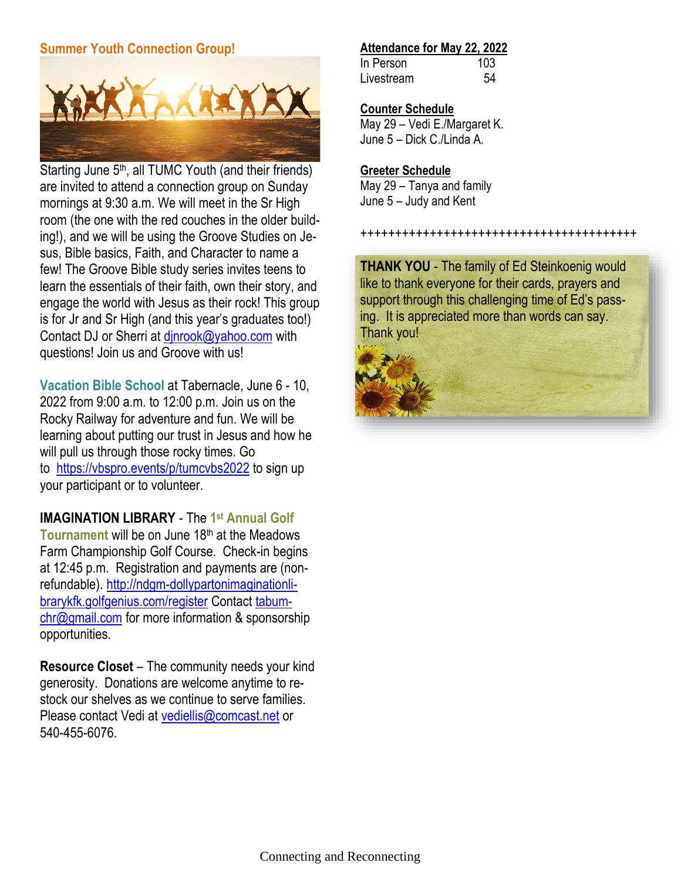## Summary Youth Connection Group!

Starting June 5th, all TUMC Youth (and their friends) are invited to attend a connection group on Sunday mornings at 9:30 a.m. We will meet in the Sr High room (the one with the red couches in the older building!), and we will be using the Groove Studies on Jesus, Bible basics, Faith, and Character to name a few! The Groove Bible study series invites teens to learn the essentials of their faith, own their story, and engage the world with Jesus as their rock! This group is for Jr and Sr High (and this year's graduates too!) Contact DJ or Sherri at djnrook@yahoo.com with questions! Join us and Groove with us!

**Vacation Bible School** at Tabernacle, June 6 - 10, 2022 from 9:00 a.m. to 12:00 p.m. Join us on the Rocky Railway for adventure and fun. We will be learning about putting our trust in Jesus and how he will pull us through those rocky times. Go to https://vbspro.events/p/tumcvbs2022 to sign up your participant or to volunteer.

**IMAGINATION LIBRARY** - The **1st Annual Golf Tournament** will be on June 18th at the Meadows Farm Championship Golf Course. Check-in begins at 12:45 p.m. Registration and payments are (non-refundable). http://ndgm-dollypartonimaginationlibrarykfk.golfgenius.com/register Contact tabumchr@gmail.com for more information & sponsorship opportunities.

**Resource Closet** – The community needs your kind generosity. Donations are welcome anytime to restock our shelves as we continue to serve families. Please contact Vedi at vediellis@comcast.net or 540-455-6076.

**Attendance for May 22, 2022**

| | |
|---|---|
| In Person | 103 |
| Livestream | 54 |

**Counter Schedule**

May 29 – Vedi E./Margaret K.
June 5 – Dick C./Linda A.

**Greeter Schedule**

May 29 – Tanya and family
June 5 – Judy and Kent

+++++++++++++++++++++++++++++++++++++++++

**THANK YOU** - The family of Ed Steinkoenig would like to thank everyone for their cards, prayers and support through this challenging time of Ed's passing. It is appreciated more than words can say. Thank you!

Connecting and Reconnecting

## Summer Youth Connection Group!

Starting June 5th, all TUMC Youth (and their friends) are invited to attend a connection group on Sunday mornings at 9:30 a.m. We will meet in the Sr High room (the one with the red couches in the older building!), and we will be using the Groove Studies on Jesus, Bible basics, Faith, and Character to name a few! The Groove Bible study series invites teens to learn the essentials of their faith, own their story, and engage the world with Jesus as their rock! This group is for Jr and Sr High (and this year's graduates too!) Contact DJ or Sherri at djnrook@yahoo.com with questions! Join us and Groove with us!

**Vacation Bible School** at Tabernacle, June 6 - 10, 2022 from 9:00 a.m. to 12:00 p.m. Join us on the Rocky Railway for adventure and fun. We will be learning about putting our trust in Jesus and how he will pull us through those rocky times. Go to https://vbspro.events/p/tumcvbs2022 to sign up your participant or to volunteer.

**IMAGINATION LIBRARY** - The **1st Annual Golf Tournament** will be on June 18th at the Meadows Farm Championship Golf Course. Check-in begins at 12:45 p.m. Registration and payments are (non-refundable). http://ndgm-dollypartonimaginationlibrarykfk.golfgenius.com/register Contact tabumchr@gmail.com for more information & sponsorship opportunities.

**Resource Closet** – The community needs your kind generosity. Donations are welcome anytime to restock our shelves as we continue to serve families. Please contact Vedi at vediellis@comcast.net or 540-455-6076.

**Attendance for May 22, 2022**

| | |
|---|---|
| In Person | 103 |
| Livestream | 54 |

**Counter Schedule**

May 29 – Vedi E./Margaret K.
June 5 – Dick C./Linda A.

**Greeter Schedule**

May 29 – Tanya and family
June 5 – Judy and Kent

+++++++++++++++++++++++++++++++++++++++++

**THANK YOU** - The family of Ed Steinkoenig would like to thank everyone for their cards, prayers and support through this challenging time of Ed's passing. It is appreciated more than words can say. Thank you!

Connecting and Reconnecting